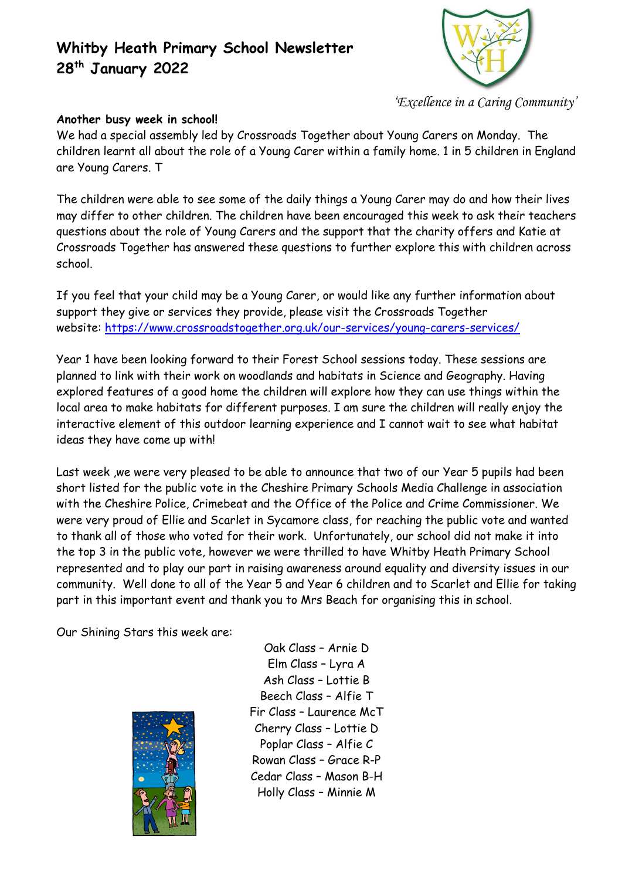# Whitby Heath Primary School Newsletter
# 28th January 2022

*'Excellence in a Caring Community'*

**Another busy week in school!**

We had a special assembly led by Crossroads Together about Young Carers on Monday. The children learnt all about the role of a Young Carer within a family home. 1 in 5 children in England are Young Carers. T

The children were able to see some of the daily things a Young Carer may do and how their lives may differ to other children. The children have been encouraged this week to ask their teachers questions about the role of Young Carers and the support that the charity offers and Katie at Crossroads Together has answered these questions to further explore this with children across school.

If you feel that your child may be a Young Carer, or would like any further information about support they give or services they provide, please visit the Crossroads Together website: https://www.crossroadstogether.org.uk/our-services/young-carers-services/

Year 1 have been looking forward to their Forest School sessions today. These sessions are planned to link with their work on woodlands and habitats in Science and Geography. Having explored features of a good home the children will explore how they can use things within the local area to make habitats for different purposes. I am sure the children will really enjoy the interactive element of this outdoor learning experience and I cannot wait to see what habitat ideas they have come up with!

Last week ,we were very pleased to be able to announce that two of our Year 5 pupils had been short listed for the public vote in the Cheshire Primary Schools Media Challenge in association with the Cheshire Police, Crimebeat and the Office of the Police and Crime Commissioner. We were very proud of Ellie and Scarlet in Sycamore class, for reaching the public vote and wanted to thank all of those who voted for their work. Unfortunately, our school did not make it into the top 3 in the public vote, however we were thrilled to have Whitby Heath Primary School represented and to play our part in raising awareness around equality and diversity issues in our community. Well done to all of the Year 5 and Year 6 children and to Scarlet and Ellie for taking part in this important event and thank you to Mrs Beach for organising this in school.

Our Shining Stars this week are:

Oak Class – Arnie D
Elm Class – Lyra A
Ash Class – Lottie B
Beech Class – Alfie T
Fir Class – Laurence McT
Cherry Class – Lottie D
Poplar Class – Alfie C
Rowan Class – Grace R-P
Cedar Class – Mason B-H
Holly Class – Minnie M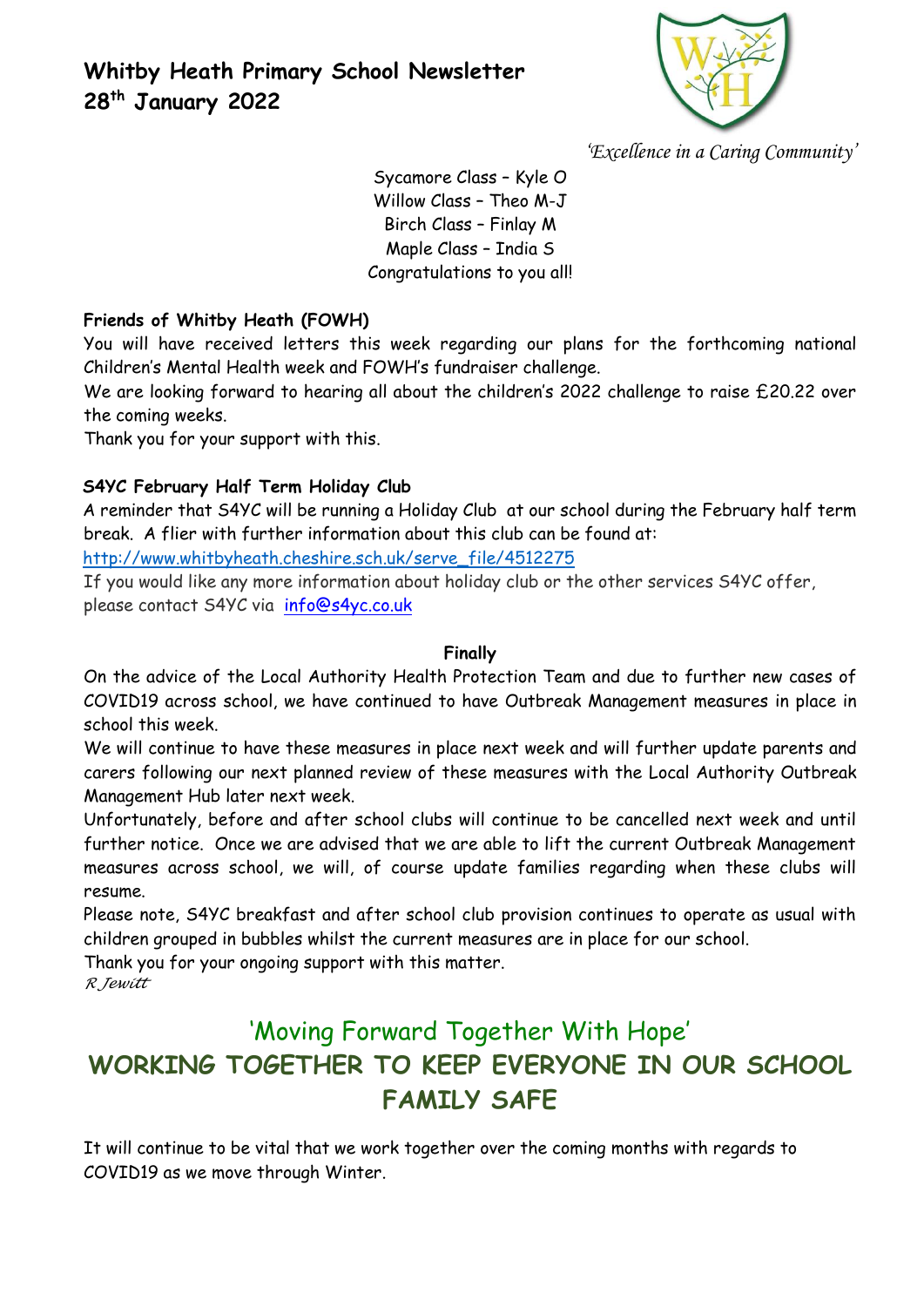# Whitby Heath Primary School Newsletter 28th January 2022

*'Excellence in a Caring Community'*

Sycamore Class – Kyle O
Willow Class – Theo M-J
Birch Class – Finlay M
Maple Class – India S
Congratulations to you all!

**Friends of Whitby Heath (FOWH)**

You will have received letters this week regarding our plans for the forthcoming national Children's Mental Health week and FOWH's fundraiser challenge.

We are looking forward to hearing all about the children's 2022 challenge to raise £20.22 over the coming weeks.

Thank you for your support with this.

**S4YC February Half Term Holiday Club**

A reminder that S4YC will be running a Holiday Club at our school during the February half term break. A flier with further information about this club can be found at:

http://www.whitbyheath.cheshire.sch.uk/serve_file/4512275

If you would like any more information about holiday club or the other services S4YC offer, please contact S4YC via info@s4yc.co.uk

**Finally**

On the advice of the Local Authority Health Protection Team and due to further new cases of COVID19 across school, we have continued to have Outbreak Management measures in place in school this week.

We will continue to have these measures in place next week and will further update parents and carers following our next planned review of these measures with the Local Authority Outbreak Management Hub later next week.

Unfortunately, before and after school clubs will continue to be cancelled next week and until further notice. Once we are advised that we are able to lift the current Outbreak Management measures across school, we will, of course update families regarding when these clubs will resume.

Please note, S4YC breakfast and after school club provision continues to operate as usual with children grouped in bubbles whilst the current measures are in place for our school.

Thank you for your ongoing support with this matter.

*R Jewitt*

## 'Moving Forward Together With Hope'

## WORKING TOGETHER TO KEEP EVERYONE IN OUR SCHOOL FAMILY SAFE

It will continue to be vital that we work together over the coming months with regards to COVID19 as we move through Winter.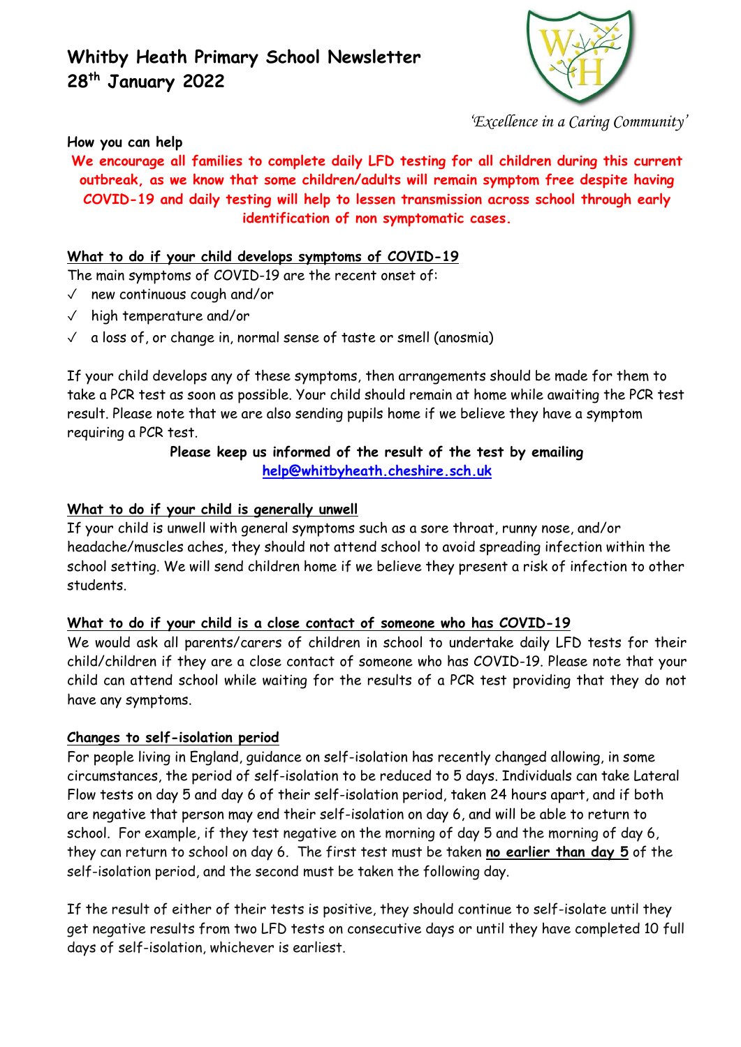# Whitby Heath Primary School Newsletter
# 28th January 2022

*'Excellence in a Caring Community'*

**How you can help**

**We encourage all families to complete daily LFD testing for all children during this current outbreak, as we know that some children/adults will remain symptom free despite having COVID-19 and daily testing will help to lessen transmission across school through early identification of non symptomatic cases.**

**What to do if your child develops symptoms of COVID-19**

The main symptoms of COVID-19 are the recent onset of:

- ✓ new continuous cough and/or
- ✓ high temperature and/or
- ✓ a loss of, or change in, normal sense of taste or smell (anosmia)

If your child develops any of these symptoms, then arrangements should be made for them to take a PCR test as soon as possible. Your child should remain at home while awaiting the PCR test result. Please note that we are also sending pupils home if we believe they have a symptom requiring a PCR test.

**Please keep us informed of the result of the test by emailing [help@whitbyheath.cheshire.sch.uk](mailto:help@whitbyheath.cheshire.sch.uk)**

**What to do if your child is generally unwell**

If your child is unwell with general symptoms such as a sore throat, runny nose, and/or headache/muscles aches, they should not attend school to avoid spreading infection within the school setting. We will send children home if we believe they present a risk of infection to other students.

**What to do if your child is a close contact of someone who has COVID-19**

We would ask all parents/carers of children in school to undertake daily LFD tests for their child/children if they are a close contact of someone who has COVID-19. Please note that your child can attend school while waiting for the results of a PCR test providing that they do not have any symptoms.

**Changes to self-isolation period**

For people living in England, guidance on self-isolation has recently changed allowing, in some circumstances, the period of self-isolation to be reduced to 5 days. Individuals can take Lateral Flow tests on day 5 and day 6 of their self-isolation period, taken 24 hours apart, and if both are negative that person may end their self-isolation on day 6, and will be able to return to school. For example, if they test negative on the morning of day 5 and the morning of day 6, they can return to school on day 6. The first test must be taken **no earlier than day 5** of the self-isolation period, and the second must be taken the following day.

If the result of either of their tests is positive, they should continue to self-isolate until they get negative results from two LFD tests on consecutive days or until they have completed 10 full days of self-isolation, whichever is earliest.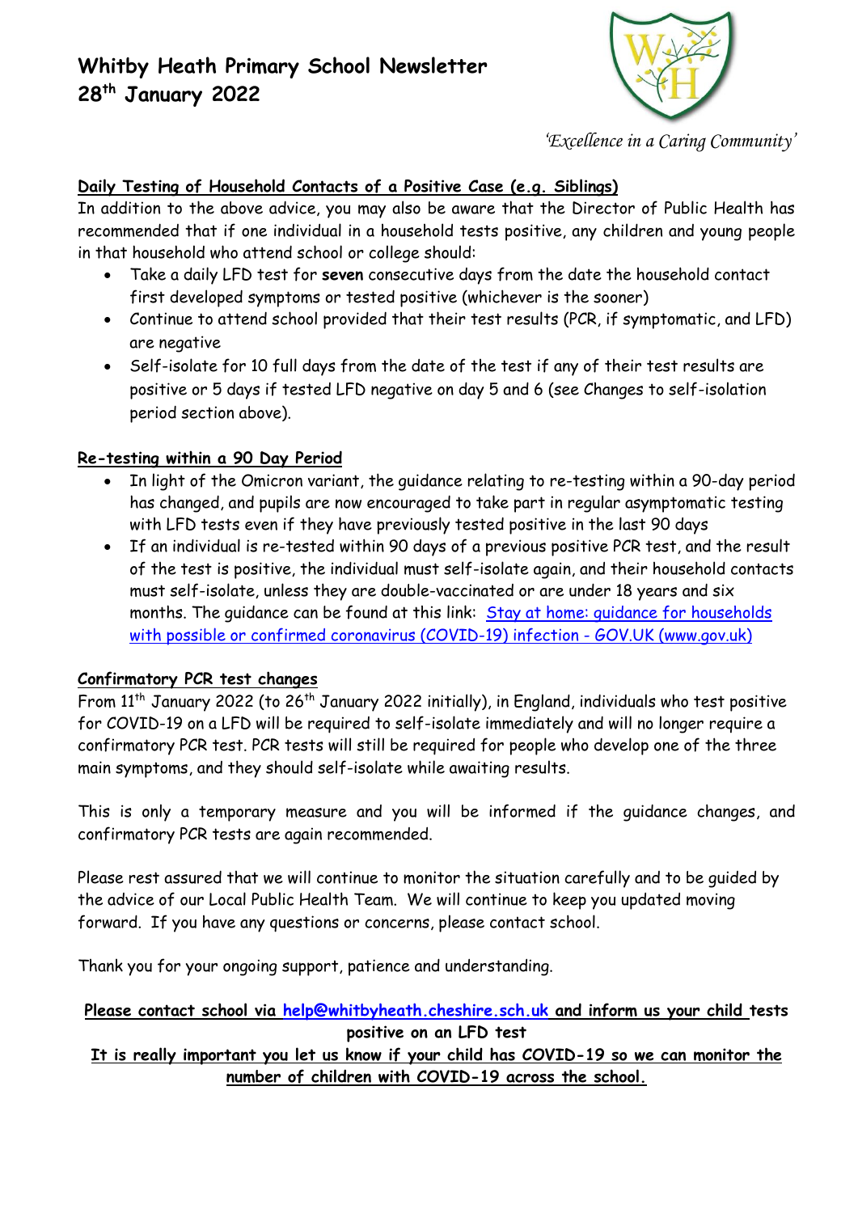# Whitby Heath Primary School Newsletter
# 28th January 2022

*'Excellence in a Caring Community'*

**Daily Testing of Household Contacts of a Positive Case (e.g. Siblings)**

In addition to the above advice, you may also be aware that the Director of Public Health has recommended that if one individual in a household tests positive, any children and young people in that household who attend school or college should:

- Take a daily LFD test for **seven** consecutive days from the date the household contact first developed symptoms or tested positive (whichever is the sooner)
- Continue to attend school provided that their test results (PCR, if symptomatic, and LFD) are negative
- Self-isolate for 10 full days from the date of the test if any of their test results are positive or 5 days if tested LFD negative on day 5 and 6 (see Changes to self-isolation period section above).

**Re-testing within a 90 Day Period**

- In light of the Omicron variant, the guidance relating to re-testing within a 90-day period has changed, and pupils are now encouraged to take part in regular asymptomatic testing with LFD tests even if they have previously tested positive in the last 90 days
- If an individual is re-tested within 90 days of a previous positive PCR test, and the result of the test is positive, the individual must self-isolate again, and their household contacts must self-isolate, unless they are double-vaccinated or are under 18 years and six months. The guidance can be found at this link: Stay at home: guidance for households with possible or confirmed coronavirus (COVID-19) infection - GOV.UK (www.gov.uk)

**Confirmatory PCR test changes**

From 11th January 2022 (to 26th January 2022 initially), in England, individuals who test positive for COVID-19 on a LFD will be required to self-isolate immediately and will no longer require a confirmatory PCR test. PCR tests will still be required for people who develop one of the three main symptoms, and they should self-isolate while awaiting results.

This is only a temporary measure and you will be informed if the guidance changes, and confirmatory PCR tests are again recommended.

Please rest assured that we will continue to monitor the situation carefully and to be guided by the advice of our Local Public Health Team. We will continue to keep you updated moving forward. If you have any questions or concerns, please contact school.

Thank you for your ongoing support, patience and understanding.

**Please contact school via help@whitbyheath.cheshire.sch.uk and inform us your child tests positive on an LFD test**

**It is really important you let us know if your child has COVID-19 so we can monitor the number of children with COVID-19 across the school.**